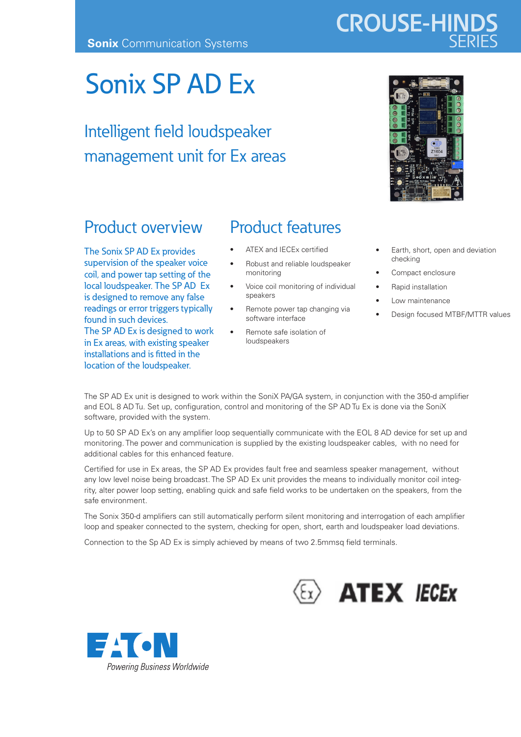Sonix Communication Systems

CROUSE-HINDS SERIES

# Sonix SP AD Ex

## Intelligent field loudspeaker management unit for Ex areas

## Product overview

The Sonix SP AD Ex provides supervision of the speaker voice coil, and power tap setting of the local loudspeaker. The SP AD Ex is designed to remove any false readings or error triggers typically found in such devices. The SP AD Ex is designed to work in Ex areas, with existing speaker installations and is fitted in the location of the loudspeaker.

## Product features

- ATEX and IECEx certified
- Robust and reliable loudspeaker monitoring
- Voice coil monitoring of individual speakers
- Remote power tap changing via software interface
- Remote safe isolation of loudspeakers
- Earth, short, open and deviation checking
- Compact enclosure
- Rapid installation
- Low maintenance
- Design focused MTBF/MTTR values

The SP AD Ex unit is designed to work within the SoniX PA/GA system, in conjunction with the 350-d amplifier and EOL 8 AD Tu. Set up, configuration, control and monitoring of the SP AD Tu Ex is done via the SoniX software, provided with the system.

Up to 50 SP AD Ex's on any amplifier loop sequentially communicate with the EOL 8 AD device for set up and monitoring. The power and communication is supplied by the existing loudspeaker cables, with no need for additional cables for this enhanced feature.

Certified for use in Ex areas, the SP AD Ex provides fault free and seamless speaker management, without any low level noise being broadcast. The SP AD Ex unit provides the means to individually monitor coil integrity, alter power loop setting, enabling quick and safe field works to be undertaken on the speakers, from the safe environment.

The Sonix 350-d amplifiers can still automatically perform silent monitoring and interrogation of each amplifier loop and speaker connected to the system, checking for open, short, earth and loudspeaker load deviations.

Connection to the Sp AD Ex is simply achieved by means of two 2.5mmsq field terminals.

ATEX IECEx

EATON
Powering Business Worldwide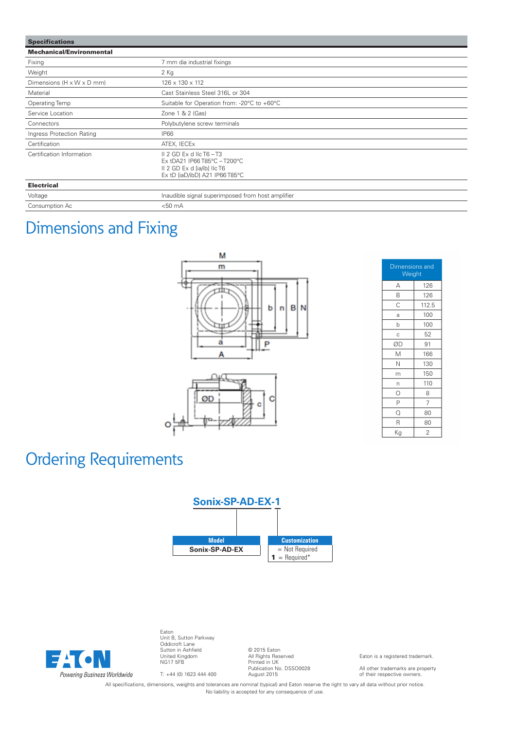| Specifications | |
|---|---|
| **Mechanical/Environmental** | |
| Fixing | 7 mm dia industrial fixings |
| Weight | 2 Kg |
| Dimensions (H x W x D mm) | 126 x 130 x 112 |
| Material | Cast Stainless Steel 316L or 304 |
| Operating Temp | Suitable for Operation from: -20°C to +60°C |
| Service Location | Zone 1 & 2 (Gas) |
| Connectors | Polybutylene screw terminals |
| Ingress Protection Rating | IP66 |
| Certification | ATEX, IECEx |
| Certification Information | II 2 GD Ex d IIc T6 – T3<br>Ex tDA21 IP66 T85°C – T200°C<br>II 2 GD Ex d [ia/ib] IIc T6<br>Ex tD [iaD/ibD] A21 IP66 T85°C |
| **Electrical** | |
| Voltage | Inaudible signal superimposed from host amplifier |
| Consumption Ac | <50 mA |

# Dimensions and Fixing

M
m
b
n
B
N
a
A
P
ØD
c
C
O

| Dimensions and Weight | |
|---|---|
| A | 126 |
| B | 126 |
| C | 112.5 |
| a | 100 |
| b | 100 |
| c | 52 |
| ØD | 91 |
| M | 166 |
| N | 130 |
| m | 150 |
| n | 110 |
| O | 8 |
| P | 7 |
| Q | 80 |
| R | 80 |
| Kg | 2 |

# Ordering Requirements

**Sonix-SP-AD-EX-1**

| Model |
|---|
| Sonix-SP-AD-EX |

| Customization |
|---|
| = Not Required |
| **1** = Required* |

Eaton
Unit B, Sutton Parkway
Oddicroft Lane
Sutton in Ashfield
United Kingdom
NG17 5FB

T: +44 (0) 1623 444 400

© 2015 Eaton
All Rights Reserved
Printed in UK
Publication No. DSSO0028
August 2015

Eaton is a registered trademark.

All other trademarks are property of their respective owners.

*Powering Business Worldwide*

All specifications, dimensions, weights and tolerances are nominal (typical) and Eaton reserve the right to vary all data without prior notice.
No liability is accepted for any consequence of use.